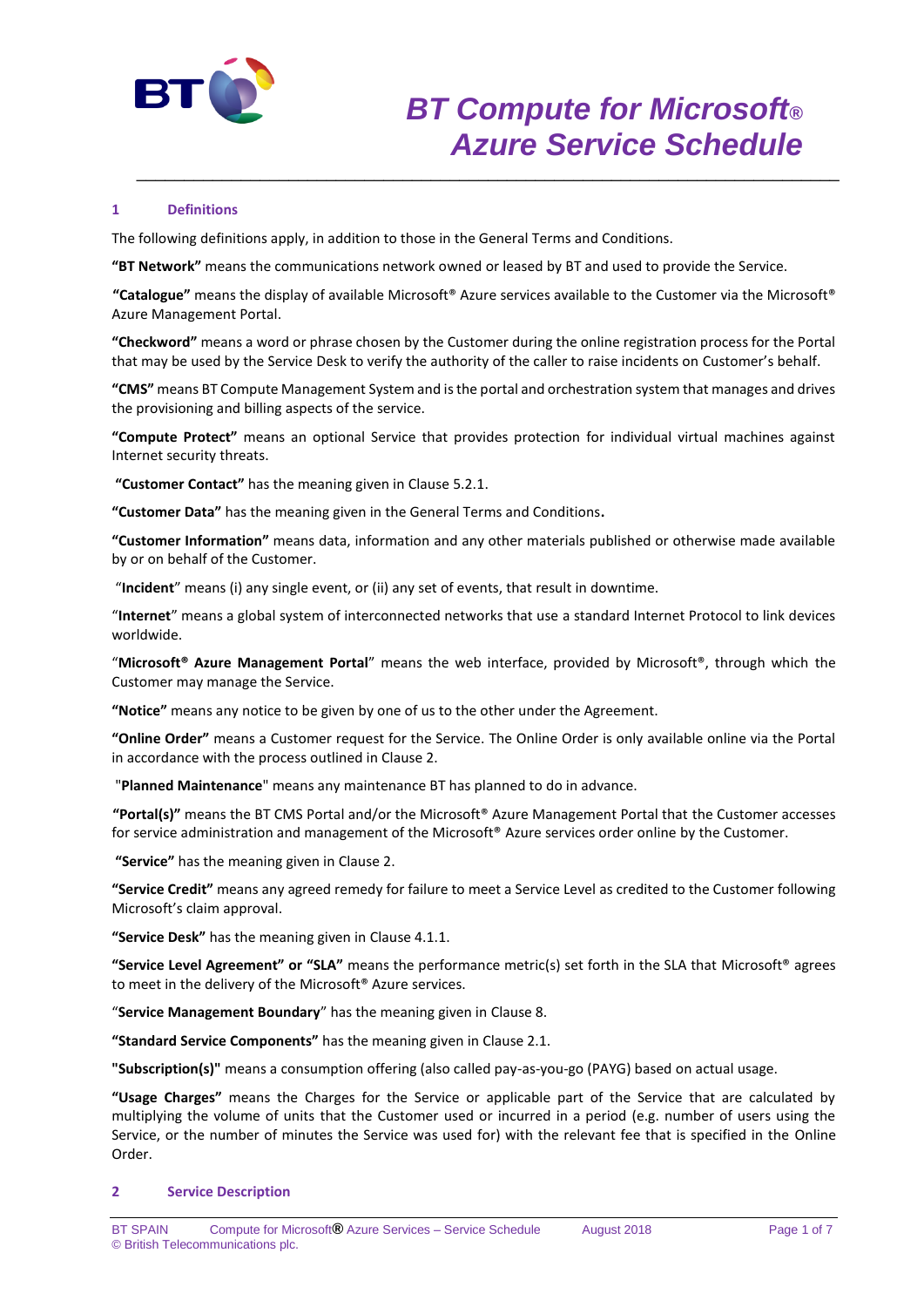# BT Compute for Microsoft® Azure Service Schedule

## 1 Definitions

The following definitions apply, in addition to those in the General Terms and Conditions.

**"BT Network"** means the communications network owned or leased by BT and used to provide the Service.

**"Catalogue"** means the display of available Microsoft® Azure services available to the Customer via the Microsoft® Azure Management Portal.

**"Checkword"** means a word or phrase chosen by the Customer during the online registration process for the Portal that may be used by the Service Desk to verify the authority of the caller to raise incidents on Customer's behalf.

**"CMS"** means BT Compute Management System and is the portal and orchestration system that manages and drives the provisioning and billing aspects of the service.

**"Compute Protect"** means an optional Service that provides protection for individual virtual machines against Internet security threats.

**"Customer Contact"** has the meaning given in Clause 5.2.1.

**"Customer Data"** has the meaning given in the General Terms and Conditions**.**

**"Customer Information"** means data, information and any other materials published or otherwise made available by or on behalf of the Customer.

"**Incident**" means (i) any single event, or (ii) any set of events, that result in downtime.

"**Internet**" means a global system of interconnected networks that use a standard Internet Protocol to link devices worldwide.

"**Microsoft® Azure Management Portal**" means the web interface, provided by Microsoft®, through which the Customer may manage the Service.

**"Notice"** means any notice to be given by one of us to the other under the Agreement.

**"Online Order"** means a Customer request for the Service. The Online Order is only available online via the Portal in accordance with the process outlined in Clause 2.

"**Planned Maintenance**" means any maintenance BT has planned to do in advance.

**"Portal(s)"** means the BT CMS Portal and/or the Microsoft® Azure Management Portal that the Customer accesses for service administration and management of the Microsoft® Azure services order online by the Customer.

**"Service"** has the meaning given in Clause 2.

**"Service Credit"** means any agreed remedy for failure to meet a Service Level as credited to the Customer following Microsoft's claim approval.

**"Service Desk"** has the meaning given in Clause 4.1.1.

**"Service Level Agreement" or "SLA"** means the performance metric(s) set forth in the SLA that Microsoft® agrees to meet in the delivery of the Microsoft® Azure services.

"**Service Management Boundary**" has the meaning given in Clause 8.

**"Standard Service Components"** has the meaning given in Clause 2.1.

**"Subscription(s)"** means a consumption offering (also called pay-as-you-go (PAYG) based on actual usage.

**"Usage Charges"** means the Charges for the Service or applicable part of the Service that are calculated by multiplying the volume of units that the Customer used or incurred in a period (e.g. number of users using the Service, or the number of minutes the Service was used for) with the relevant fee that is specified in the Online Order.

## 2 Service Description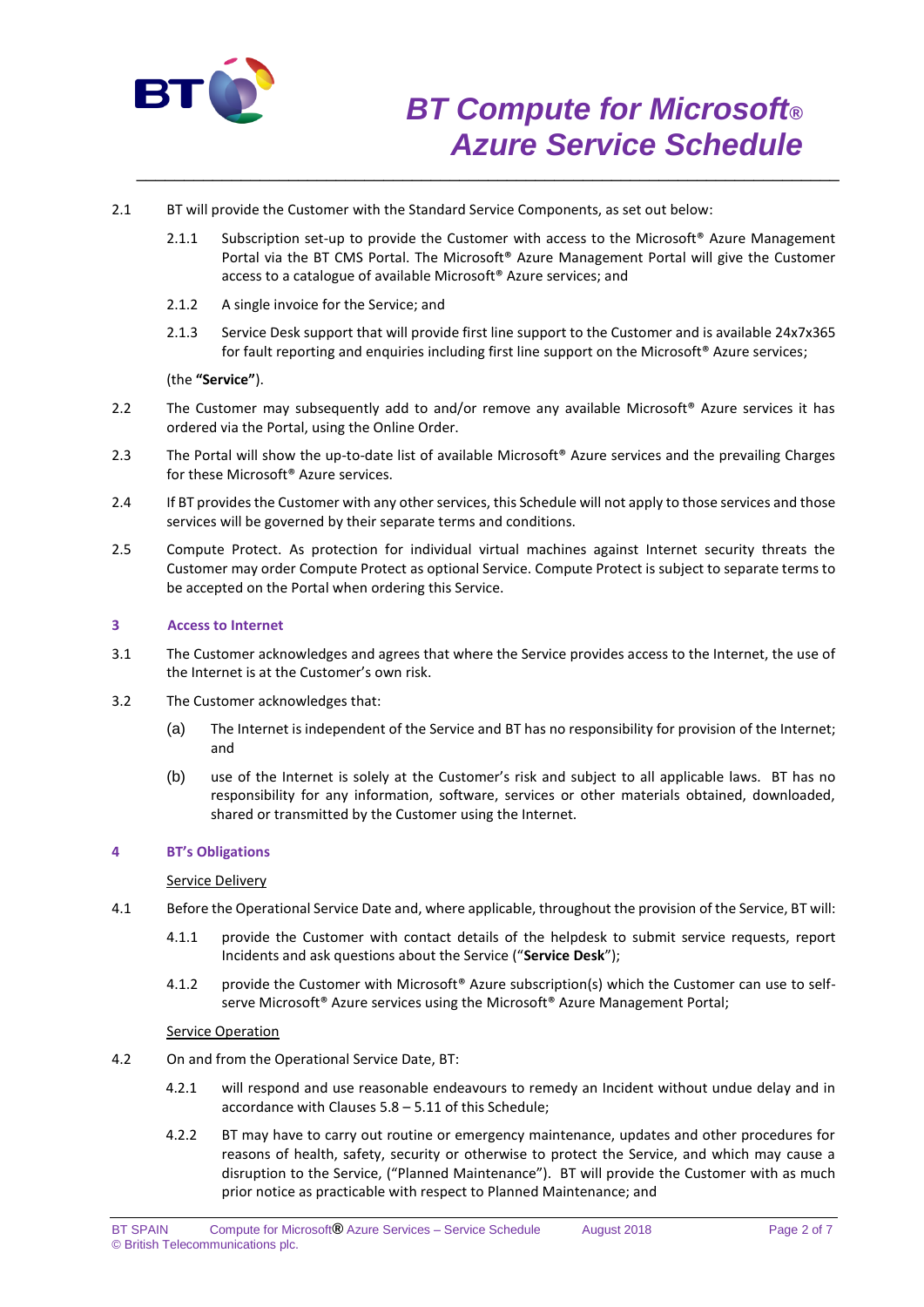2.1 BT will provide the Customer with the Standard Service Components, as set out below:

2.1.1 Subscription set-up to provide the Customer with access to the Microsoft® Azure Management Portal via the BT CMS Portal. The Microsoft® Azure Management Portal will give the Customer access to a catalogue of available Microsoft® Azure services; and

2.1.2 A single invoice for the Service; and

2.1.3 Service Desk support that will provide first line support to the Customer and is available 24x7x365 for fault reporting and enquiries including first line support on the Microsoft® Azure services;

(the **"Service"**).

2.2 The Customer may subsequently add to and/or remove any available Microsoft® Azure services it has ordered via the Portal, using the Online Order.

2.3 The Portal will show the up-to-date list of available Microsoft® Azure services and the prevailing Charges for these Microsoft® Azure services.

2.4 If BT provides the Customer with any other services, this Schedule will not apply to those services and those services will be governed by their separate terms and conditions.

2.5 Compute Protect. As protection for individual virtual machines against Internet security threats the Customer may order Compute Protect as optional Service. Compute Protect is subject to separate terms to be accepted on the Portal when ordering this Service.

## 3 Access to Internet

3.1 The Customer acknowledges and agrees that where the Service provides access to the Internet, the use of the Internet is at the Customer's own risk.

3.2 The Customer acknowledges that:

(a) The Internet is independent of the Service and BT has no responsibility for provision of the Internet; and

(b) use of the Internet is solely at the Customer's risk and subject to all applicable laws. BT has no responsibility for any information, software, services or other materials obtained, downloaded, shared or transmitted by the Customer using the Internet.

## 4 BT's Obligations

Service Delivery

4.1 Before the Operational Service Date and, where applicable, throughout the provision of the Service, BT will:

4.1.1 provide the Customer with contact details of the helpdesk to submit service requests, report Incidents and ask questions about the Service ("**Service Desk**");

4.1.2 provide the Customer with Microsoft® Azure subscription(s) which the Customer can use to self-serve Microsoft® Azure services using the Microsoft® Azure Management Portal;

Service Operation

4.2 On and from the Operational Service Date, BT:

4.2.1 will respond and use reasonable endeavours to remedy an Incident without undue delay and in accordance with Clauses 5.8 – 5.11 of this Schedule;

4.2.2 BT may have to carry out routine or emergency maintenance, updates and other procedures for reasons of health, safety, security or otherwise to protect the Service, and which may cause a disruption to the Service, ("Planned Maintenance"). BT will provide the Customer with as much prior notice as practicable with respect to Planned Maintenance; and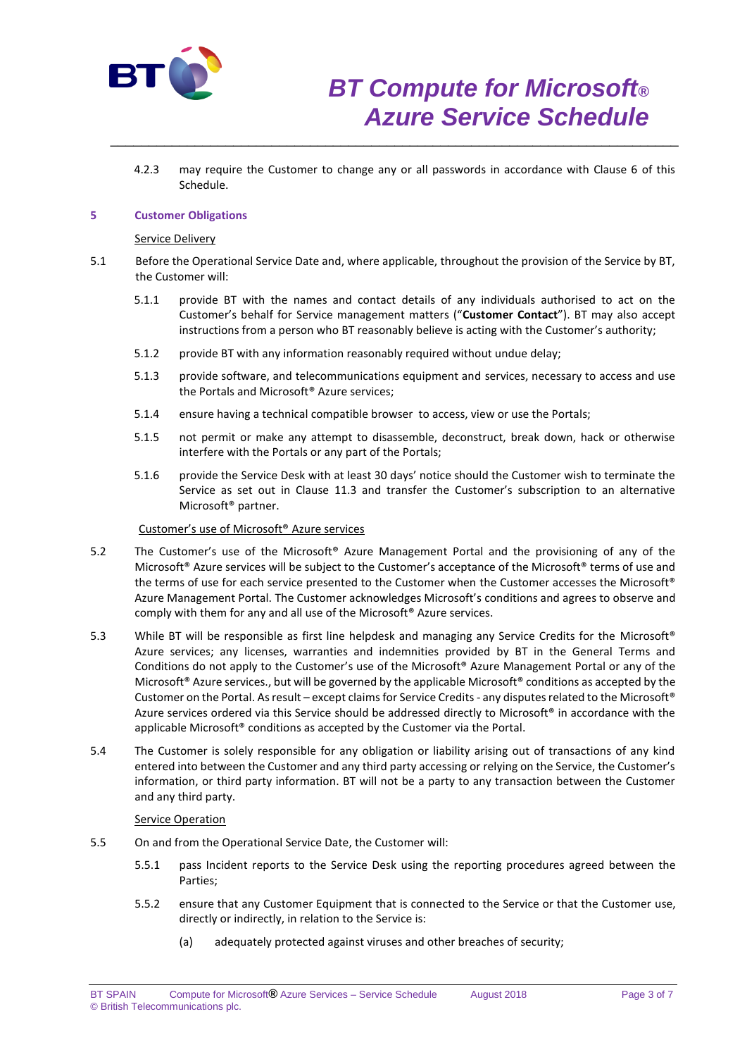4.2.3 may require the Customer to change any or all passwords in accordance with Clause 6 of this Schedule.

## 5 Customer Obligations

Service Delivery

5.1 Before the Operational Service Date and, where applicable, throughout the provision of the Service by BT, the Customer will:

5.1.1 provide BT with the names and contact details of any individuals authorised to act on the Customer's behalf for Service management matters ("**Customer Contact**"). BT may also accept instructions from a person who BT reasonably believe is acting with the Customer's authority;

5.1.2 provide BT with any information reasonably required without undue delay;

5.1.3 provide software, and telecommunications equipment and services, necessary to access and use the Portals and Microsoft® Azure services;

5.1.4 ensure having a technical compatible browser to access, view or use the Portals;

5.1.5 not permit or make any attempt to disassemble, deconstruct, break down, hack or otherwise interfere with the Portals or any part of the Portals;

5.1.6 provide the Service Desk with at least 30 days' notice should the Customer wish to terminate the Service as set out in Clause 11.3 and transfer the Customer's subscription to an alternative Microsoft® partner.

Customer's use of Microsoft® Azure services

5.2 The Customer's use of the Microsoft® Azure Management Portal and the provisioning of any of the Microsoft® Azure services will be subject to the Customer's acceptance of the Microsoft® terms of use and the terms of use for each service presented to the Customer when the Customer accesses the Microsoft® Azure Management Portal. The Customer acknowledges Microsoft's conditions and agrees to observe and comply with them for any and all use of the Microsoft® Azure services.

5.3 While BT will be responsible as first line helpdesk and managing any Service Credits for the Microsoft® Azure services; any licenses, warranties and indemnities provided by BT in the General Terms and Conditions do not apply to the Customer's use of the Microsoft® Azure Management Portal or any of the Microsoft® Azure services., but will be governed by the applicable Microsoft® conditions as accepted by the Customer on the Portal. As result – except claims for Service Credits - any disputes related to the Microsoft® Azure services ordered via this Service should be addressed directly to Microsoft® in accordance with the applicable Microsoft® conditions as accepted by the Customer via the Portal.

5.4 The Customer is solely responsible for any obligation or liability arising out of transactions of any kind entered into between the Customer and any third party accessing or relying on the Service, the Customer's information, or third party information. BT will not be a party to any transaction between the Customer and any third party.

Service Operation

5.5 On and from the Operational Service Date, the Customer will:

5.5.1 pass Incident reports to the Service Desk using the reporting procedures agreed between the Parties;

5.5.2 ensure that any Customer Equipment that is connected to the Service or that the Customer use, directly or indirectly, in relation to the Service is:

(a) adequately protected against viruses and other breaches of security;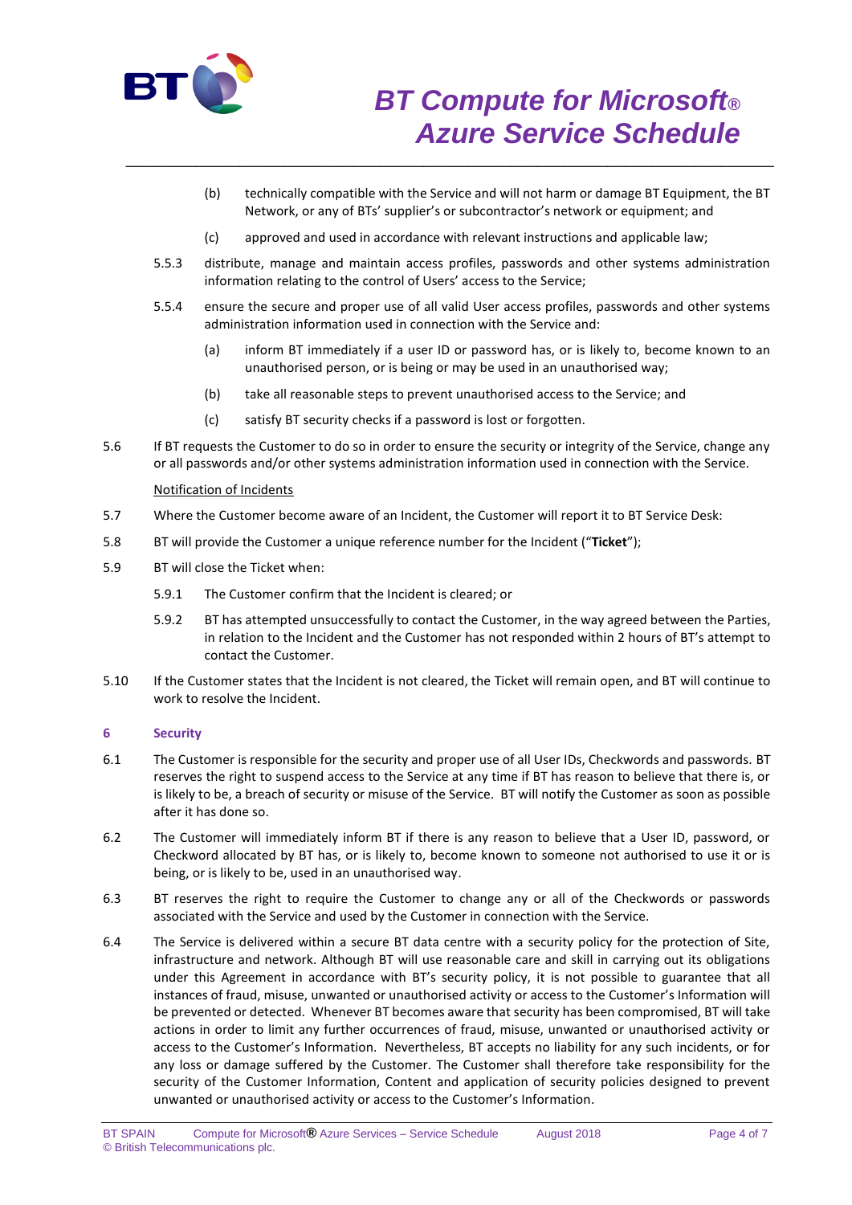(b) technically compatible with the Service and will not harm or damage BT Equipment, the BT Network, or any of BTs' supplier's or subcontractor's network or equipment; and

(c) approved and used in accordance with relevant instructions and applicable law;

5.5.3 distribute, manage and maintain access profiles, passwords and other systems administration information relating to the control of Users' access to the Service;

5.5.4 ensure the secure and proper use of all valid User access profiles, passwords and other systems administration information used in connection with the Service and:

(a) inform BT immediately if a user ID or password has, or is likely to, become known to an unauthorised person, or is being or may be used in an unauthorised way;

(b) take all reasonable steps to prevent unauthorised access to the Service; and

(c) satisfy BT security checks if a password is lost or forgotten.

5.6 If BT requests the Customer to do so in order to ensure the security or integrity of the Service, change any or all passwords and/or other systems administration information used in connection with the Service.

Notification of Incidents

5.7 Where the Customer become aware of an Incident, the Customer will report it to BT Service Desk:

5.8 BT will provide the Customer a unique reference number for the Incident ("**Ticket**");

5.9 BT will close the Ticket when:

5.9.1 The Customer confirm that the Incident is cleared; or

5.9.2 BT has attempted unsuccessfully to contact the Customer, in the way agreed between the Parties, in relation to the Incident and the Customer has not responded within 2 hours of BT's attempt to contact the Customer.

5.10 If the Customer states that the Incident is not cleared, the Ticket will remain open, and BT will continue to work to resolve the Incident.

## 6 Security

6.1 The Customer is responsible for the security and proper use of all User IDs, Checkwords and passwords. BT reserves the right to suspend access to the Service at any time if BT has reason to believe that there is, or is likely to be, a breach of security or misuse of the Service. BT will notify the Customer as soon as possible after it has done so.

6.2 The Customer will immediately inform BT if there is any reason to believe that a User ID, password, or Checkword allocated by BT has, or is likely to, become known to someone not authorised to use it or is being, or is likely to be, used in an unauthorised way.

6.3 BT reserves the right to require the Customer to change any or all of the Checkwords or passwords associated with the Service and used by the Customer in connection with the Service.

6.4 The Service is delivered within a secure BT data centre with a security policy for the protection of Site, infrastructure and network. Although BT will use reasonable care and skill in carrying out its obligations under this Agreement in accordance with BT's security policy, it is not possible to guarantee that all instances of fraud, misuse, unwanted or unauthorised activity or access to the Customer's Information will be prevented or detected. Whenever BT becomes aware that security has been compromised, BT will take actions in order to limit any further occurrences of fraud, misuse, unwanted or unauthorised activity or access to the Customer's Information. Nevertheless, BT accepts no liability for any such incidents, or for any loss or damage suffered by the Customer. The Customer shall therefore take responsibility for the security of the Customer Information, Content and application of security policies designed to prevent unwanted or unauthorised activity or access to the Customer's Information.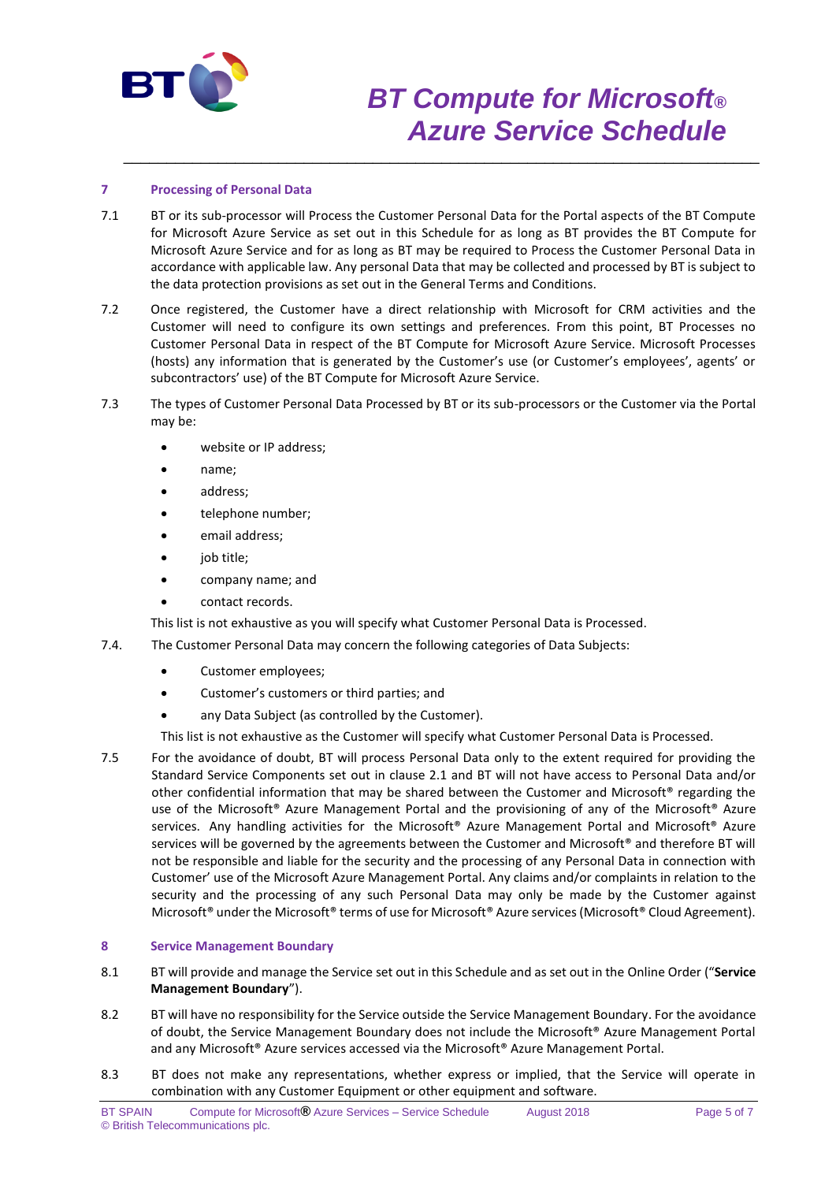## 7 Processing of Personal Data

7.1 BT or its sub-processor will Process the Customer Personal Data for the Portal aspects of the BT Compute for Microsoft Azure Service as set out in this Schedule for as long as BT provides the BT Compute for Microsoft Azure Service and for as long as BT may be required to Process the Customer Personal Data in accordance with applicable law. Any personal Data that may be collected and processed by BT is subject to the data protection provisions as set out in the General Terms and Conditions.

7.2 Once registered, the Customer have a direct relationship with Microsoft for CRM activities and the Customer will need to configure its own settings and preferences. From this point, BT Processes no Customer Personal Data in respect of the BT Compute for Microsoft Azure Service. Microsoft Processes (hosts) any information that is generated by the Customer's use (or Customer's employees', agents' or subcontractors' use) of the BT Compute for Microsoft Azure Service.

7.3 The types of Customer Personal Data Processed by BT or its sub-processors or the Customer via the Portal may be:

- website or IP address;
- name;
- address;
- telephone number;
- email address;
- job title;
- company name; and
- contact records.

This list is not exhaustive as you will specify what Customer Personal Data is Processed.

7.4. The Customer Personal Data may concern the following categories of Data Subjects:

- Customer employees;
- Customer's customers or third parties; and
- any Data Subject (as controlled by the Customer).

This list is not exhaustive as the Customer will specify what Customer Personal Data is Processed.

7.5 For the avoidance of doubt, BT will process Personal Data only to the extent required for providing the Standard Service Components set out in clause 2.1 and BT will not have access to Personal Data and/or other confidential information that may be shared between the Customer and Microsoft® regarding the use of the Microsoft® Azure Management Portal and the provisioning of any of the Microsoft® Azure services. Any handling activities for the Microsoft® Azure Management Portal and Microsoft® Azure services will be governed by the agreements between the Customer and Microsoft® and therefore BT will not be responsible and liable for the security and the processing of any Personal Data in connection with Customer' use of the Microsoft Azure Management Portal. Any claims and/or complaints in relation to the security and the processing of any such Personal Data may only be made by the Customer against Microsoft® under the Microsoft® terms of use for Microsoft® Azure services (Microsoft® Cloud Agreement).

## 8 Service Management Boundary

8.1 BT will provide and manage the Service set out in this Schedule and as set out in the Online Order ("**Service Management Boundary**").

8.2 BT will have no responsibility for the Service outside the Service Management Boundary. For the avoidance of doubt, the Service Management Boundary does not include the Microsoft® Azure Management Portal and any Microsoft® Azure services accessed via the Microsoft® Azure Management Portal.

8.3 BT does not make any representations, whether express or implied, that the Service will operate in combination with any Customer Equipment or other equipment and software.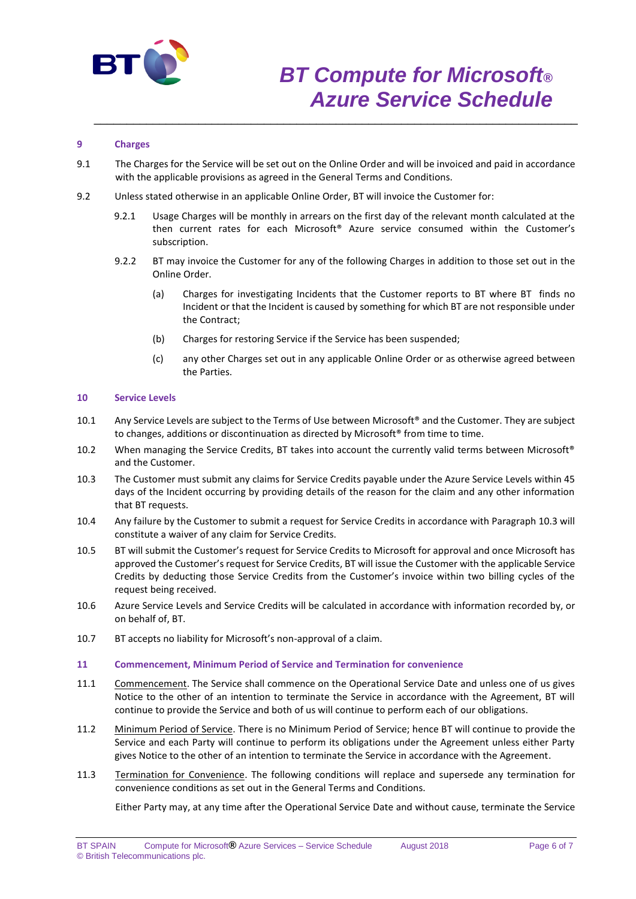## 9 Charges

9.1 The Charges for the Service will be set out on the Online Order and will be invoiced and paid in accordance with the applicable provisions as agreed in the General Terms and Conditions.

9.2 Unless stated otherwise in an applicable Online Order, BT will invoice the Customer for:

9.2.1 Usage Charges will be monthly in arrears on the first day of the relevant month calculated at the then current rates for each Microsoft® Azure service consumed within the Customer's subscription.

9.2.2 BT may invoice the Customer for any of the following Charges in addition to those set out in the Online Order.

(a) Charges for investigating Incidents that the Customer reports to BT where BT finds no Incident or that the Incident is caused by something for which BT are not responsible under the Contract;

(b) Charges for restoring Service if the Service has been suspended;

(c) any other Charges set out in any applicable Online Order or as otherwise agreed between the Parties.

## 10 Service Levels

10.1 Any Service Levels are subject to the Terms of Use between Microsoft® and the Customer. They are subject to changes, additions or discontinuation as directed by Microsoft® from time to time.

10.2 When managing the Service Credits, BT takes into account the currently valid terms between Microsoft® and the Customer.

10.3 The Customer must submit any claims for Service Credits payable under the Azure Service Levels within 45 days of the Incident occurring by providing details of the reason for the claim and any other information that BT requests.

10.4 Any failure by the Customer to submit a request for Service Credits in accordance with Paragraph 10.3 will constitute a waiver of any claim for Service Credits.

10.5 BT will submit the Customer's request for Service Credits to Microsoft for approval and once Microsoft has approved the Customer's request for Service Credits, BT will issue the Customer with the applicable Service Credits by deducting those Service Credits from the Customer's invoice within two billing cycles of the request being received.

10.6 Azure Service Levels and Service Credits will be calculated in accordance with information recorded by, or on behalf of, BT.

10.7 BT accepts no liability for Microsoft's non-approval of a claim.

## 11 Commencement, Minimum Period of Service and Termination for convenience

11.1 Commencement. The Service shall commence on the Operational Service Date and unless one of us gives Notice to the other of an intention to terminate the Service in accordance with the Agreement, BT will continue to provide the Service and both of us will continue to perform each of our obligations.

11.2 Minimum Period of Service. There is no Minimum Period of Service; hence BT will continue to provide the Service and each Party will continue to perform its obligations under the Agreement unless either Party gives Notice to the other of an intention to terminate the Service in accordance with the Agreement.

11.3 Termination for Convenience. The following conditions will replace and supersede any termination for convenience conditions as set out in the General Terms and Conditions.

Either Party may, at any time after the Operational Service Date and without cause, terminate the Service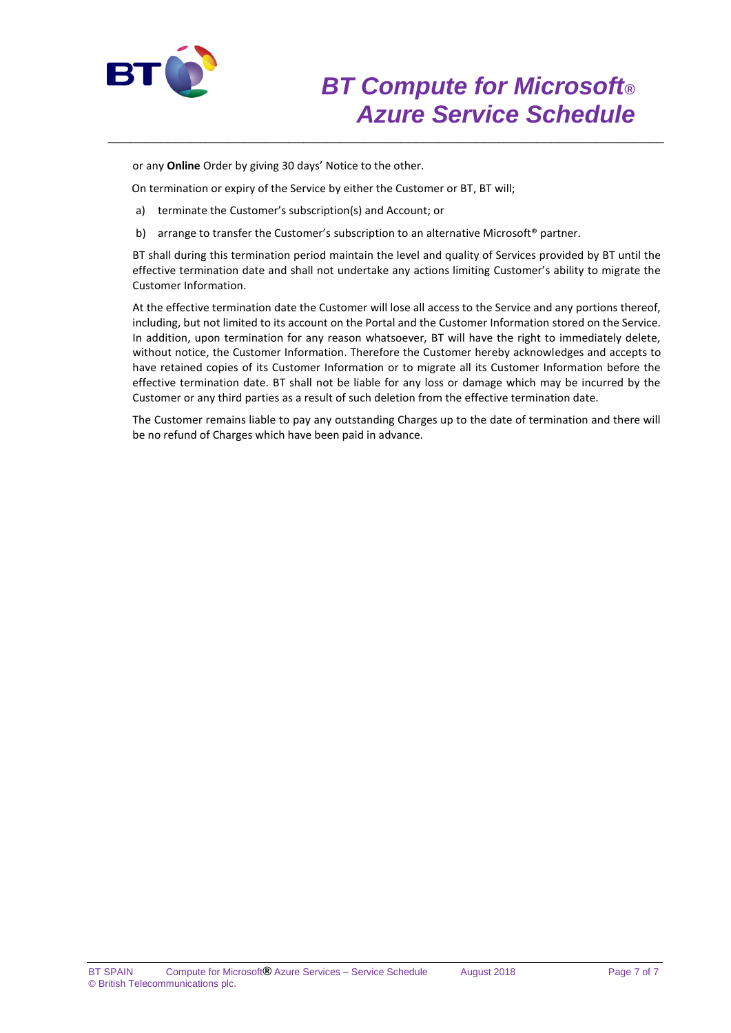or any **Online** Order by giving 30 days' Notice to the other.

On termination or expiry of the Service by either the Customer or BT, BT will;

a) terminate the Customer's subscription(s) and Account; or

b) arrange to transfer the Customer's subscription to an alternative Microsoft® partner.

BT shall during this termination period maintain the level and quality of Services provided by BT until the effective termination date and shall not undertake any actions limiting Customer's ability to migrate the Customer Information.

At the effective termination date the Customer will lose all access to the Service and any portions thereof, including, but not limited to its account on the Portal and the Customer Information stored on the Service. In addition, upon termination for any reason whatsoever, BT will have the right to immediately delete, without notice, the Customer Information. Therefore the Customer hereby acknowledges and accepts to have retained copies of its Customer Information or to migrate all its Customer Information before the effective termination date. BT shall not be liable for any loss or damage which may be incurred by the Customer or any third parties as a result of such deletion from the effective termination date.

The Customer remains liable to pay any outstanding Charges up to the date of termination and there will be no refund of Charges which have been paid in advance.